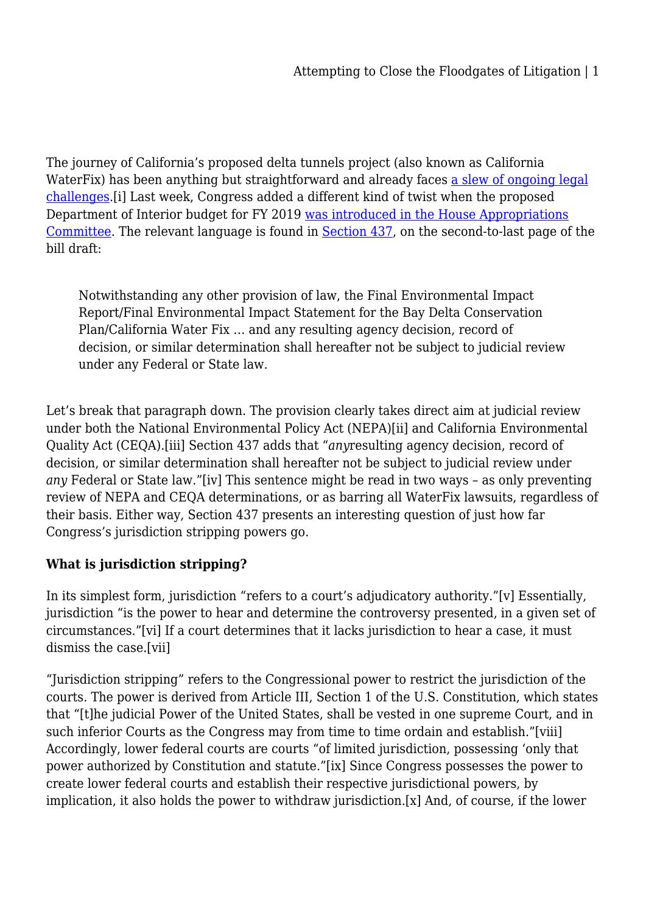The journey of California's proposed delta tunnels project (also known as California WaterFix) has been anything but straightforward and already faces a slew of ongoing legal challenges.[i] Last week, Congress added a different kind of twist when the proposed Department of Interior budget for FY 2019 was introduced in the House Appropriations Committee. The relevant language is found in Section 437, on the second-to-last page of the bill draft:

> Notwithstanding any other provision of law, the Final Environmental Impact Report/Final Environmental Impact Statement for the Bay Delta Conservation Plan/California Water Fix … and any resulting agency decision, record of decision, or similar determination shall hereafter not be subject to judicial review under any Federal or State law.

Let's break that paragraph down. The provision clearly takes direct aim at judicial review under both the National Environmental Policy Act (NEPA)[ii] and California Environmental Quality Act (CEQA).[iii] Section 437 adds that "*any*resulting agency decision, record of decision, or similar determination shall hereafter not be subject to judicial review under *any* Federal or State law."[iv] This sentence might be read in two ways – as only preventing review of NEPA and CEQA determinations, or as barring all WaterFix lawsuits, regardless of their basis. Either way, Section 437 presents an interesting question of just how far Congress's jurisdiction stripping powers go.

**What is jurisdiction stripping?**

In its simplest form, jurisdiction "refers to a court's adjudicatory authority."[v] Essentially, jurisdiction "is the power to hear and determine the controversy presented, in a given set of circumstances."[vi] If a court determines that it lacks jurisdiction to hear a case, it must dismiss the case.[vii]

"Jurisdiction stripping" refers to the Congressional power to restrict the jurisdiction of the courts. The power is derived from Article III, Section 1 of the U.S. Constitution, which states that "[t]he judicial Power of the United States, shall be vested in one supreme Court, and in such inferior Courts as the Congress may from time to time ordain and establish."[viii] Accordingly, lower federal courts are courts "of limited jurisdiction, possessing 'only that power authorized by Constitution and statute."[ix] Since Congress possesses the power to create lower federal courts and establish their respective jurisdictional powers, by implication, it also holds the power to withdraw jurisdiction.[x] And, of course, if the lower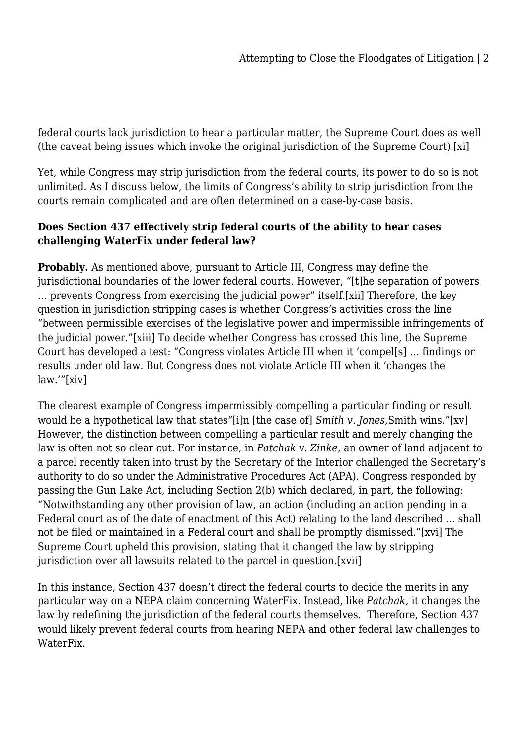federal courts lack jurisdiction to hear a particular matter, the Supreme Court does as well (the caveat being issues which invoke the original jurisdiction of the Supreme Court).[xi]

Yet, while Congress may strip jurisdiction from the federal courts, its power to do so is not unlimited. As I discuss below, the limits of Congress's ability to strip jurisdiction from the courts remain complicated and are often determined on a case-by-case basis.

**Does Section 437 effectively strip federal courts of the ability to hear cases challenging WaterFix under federal law?**

**Probably.** As mentioned above, pursuant to Article III, Congress may define the jurisdictional boundaries of the lower federal courts. However, "[t]he separation of powers … prevents Congress from exercising the judicial power" itself.[xii] Therefore, the key question in jurisdiction stripping cases is whether Congress's activities cross the line "between permissible exercises of the legislative power and impermissible infringements of the judicial power."[xiii] To decide whether Congress has crossed this line, the Supreme Court has developed a test: "Congress violates Article III when it 'compel[s] … findings or results under old law. But Congress does not violate Article III when it 'changes the law.'"[xiv]

The clearest example of Congress impermissibly compelling a particular finding or result would be a hypothetical law that states"[i]n [the case of] *Smith v. Jones,*Smith wins."[xv] However, the distinction between compelling a particular result and merely changing the law is often not so clear cut. For instance, in *Patchak v. Zinke,* an owner of land adjacent to a parcel recently taken into trust by the Secretary of the Interior challenged the Secretary's authority to do so under the Administrative Procedures Act (APA). Congress responded by passing the Gun Lake Act, including Section 2(b) which declared, in part, the following: "Notwithstanding any other provision of law, an action (including an action pending in a Federal court as of the date of enactment of this Act) relating to the land described … shall not be filed or maintained in a Federal court and shall be promptly dismissed."[xvi] The Supreme Court upheld this provision, stating that it changed the law by stripping jurisdiction over all lawsuits related to the parcel in question.[xvii]

In this instance, Section 437 doesn't direct the federal courts to decide the merits in any particular way on a NEPA claim concerning WaterFix. Instead, like *Patchak,* it changes the law by redefining the jurisdiction of the federal courts themselves. Therefore, Section 437 would likely prevent federal courts from hearing NEPA and other federal law challenges to WaterFix.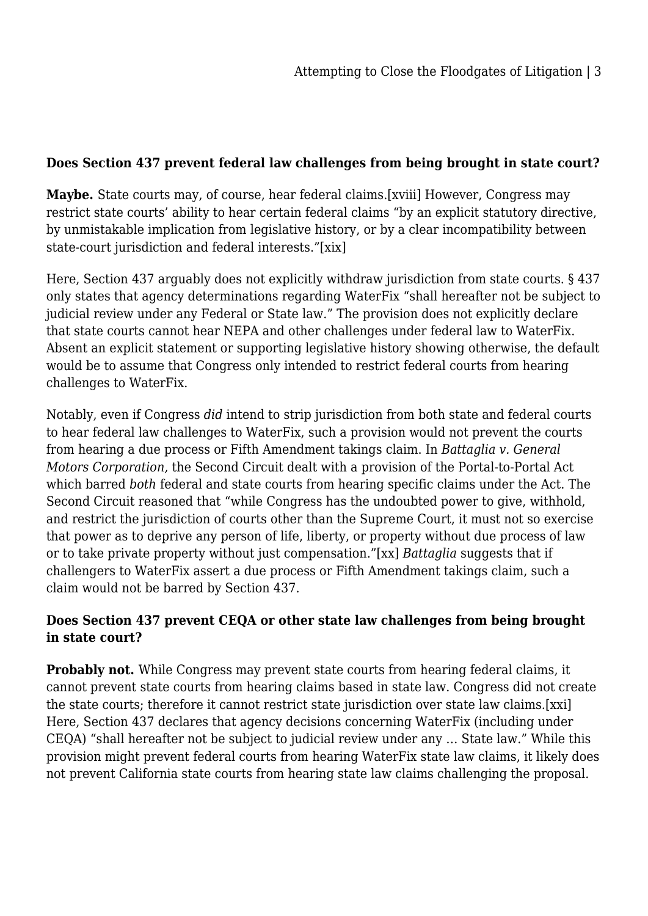**Does Section 437 prevent federal law challenges from being brought in state court?**

**Maybe.** State courts may, of course, hear federal claims.[xviii] However, Congress may restrict state courts' ability to hear certain federal claims "by an explicit statutory directive, by unmistakable implication from legislative history, or by a clear incompatibility between state-court jurisdiction and federal interests."[xix]

Here, Section 437 arguably does not explicitly withdraw jurisdiction from state courts. § 437 only states that agency determinations regarding WaterFix "shall hereafter not be subject to judicial review under any Federal or State law." The provision does not explicitly declare that state courts cannot hear NEPA and other challenges under federal law to WaterFix. Absent an explicit statement or supporting legislative history showing otherwise, the default would be to assume that Congress only intended to restrict federal courts from hearing challenges to WaterFix.

Notably, even if Congress *did* intend to strip jurisdiction from both state and federal courts to hear federal law challenges to WaterFix, such a provision would not prevent the courts from hearing a due process or Fifth Amendment takings claim. In *Battaglia v. General Motors Corporation,* the Second Circuit dealt with a provision of the Portal-to-Portal Act which barred *both* federal and state courts from hearing specific claims under the Act. The Second Circuit reasoned that "while Congress has the undoubted power to give, withhold, and restrict the jurisdiction of courts other than the Supreme Court, it must not so exercise that power as to deprive any person of life, liberty, or property without due process of law or to take private property without just compensation."[xx] *Battaglia* suggests that if challengers to WaterFix assert a due process or Fifth Amendment takings claim, such a claim would not be barred by Section 437.

**Does Section 437 prevent CEQA or other state law challenges from being brought in state court?**

**Probably not.** While Congress may prevent state courts from hearing federal claims, it cannot prevent state courts from hearing claims based in state law. Congress did not create the state courts; therefore it cannot restrict state jurisdiction over state law claims.[xxi] Here, Section 437 declares that agency decisions concerning WaterFix (including under CEQA) "shall hereafter not be subject to judicial review under any … State law." While this provision might prevent federal courts from hearing WaterFix state law claims, it likely does not prevent California state courts from hearing state law claims challenging the proposal.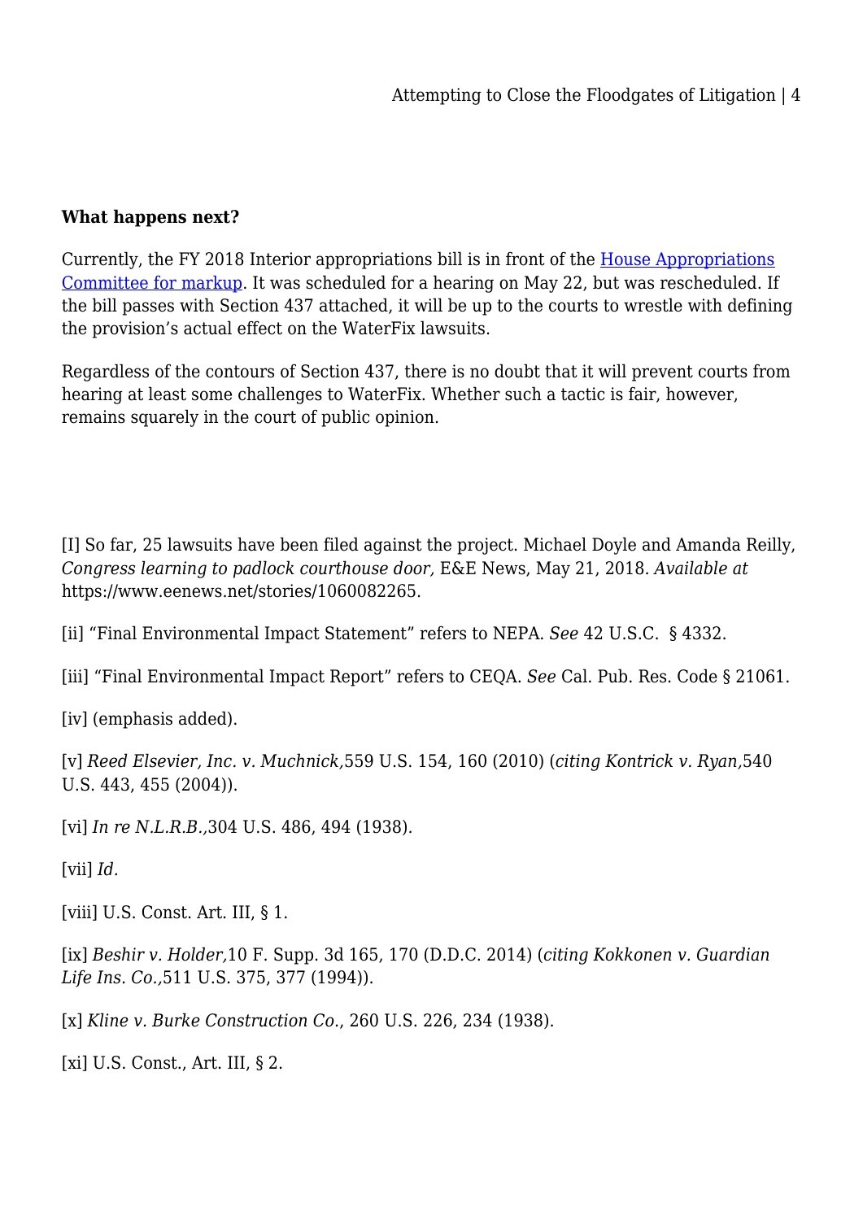**What happens next?**

Currently, the FY 2018 Interior appropriations bill is in front of the House Appropriations Committee for markup. It was scheduled for a hearing on May 22, but was rescheduled. If the bill passes with Section 437 attached, it will be up to the courts to wrestle with defining the provision's actual effect on the WaterFix lawsuits.

Regardless of the contours of Section 437, there is no doubt that it will prevent courts from hearing at least some challenges to WaterFix. Whether such a tactic is fair, however, remains squarely in the court of public opinion.

[I] So far, 25 lawsuits have been filed against the project. Michael Doyle and Amanda Reilly, *Congress learning to padlock courthouse door,* E&E News, May 21, 2018. *Available at* https://www.eenews.net/stories/1060082265.

[ii] "Final Environmental Impact Statement" refers to NEPA. *See* 42 U.S.C.  § 4332.

[iii] "Final Environmental Impact Report" refers to CEQA. *See* Cal. Pub. Res. Code § 21061.

[iv] (emphasis added).

[v] *Reed Elsevier, Inc. v. Muchnick,*559 U.S. 154, 160 (2010) (*citing Kontrick v. Ryan,*540 U.S. 443, 455 (2004)).

[vi] *In re N.L.R.B.,*304 U.S. 486, 494 (1938).

[vii] *Id.*

[viii] U.S. Const. Art. III, § 1.

[ix] *Beshir v. Holder,*10 F. Supp. 3d 165, 170 (D.D.C. 2014) (*citing Kokkonen v. Guardian Life Ins. Co.,*511 U.S. 375, 377 (1994)).

[x] *Kline v. Burke Construction Co.*, 260 U.S. 226, 234 (1938).

[xi] U.S. Const., Art. III, § 2.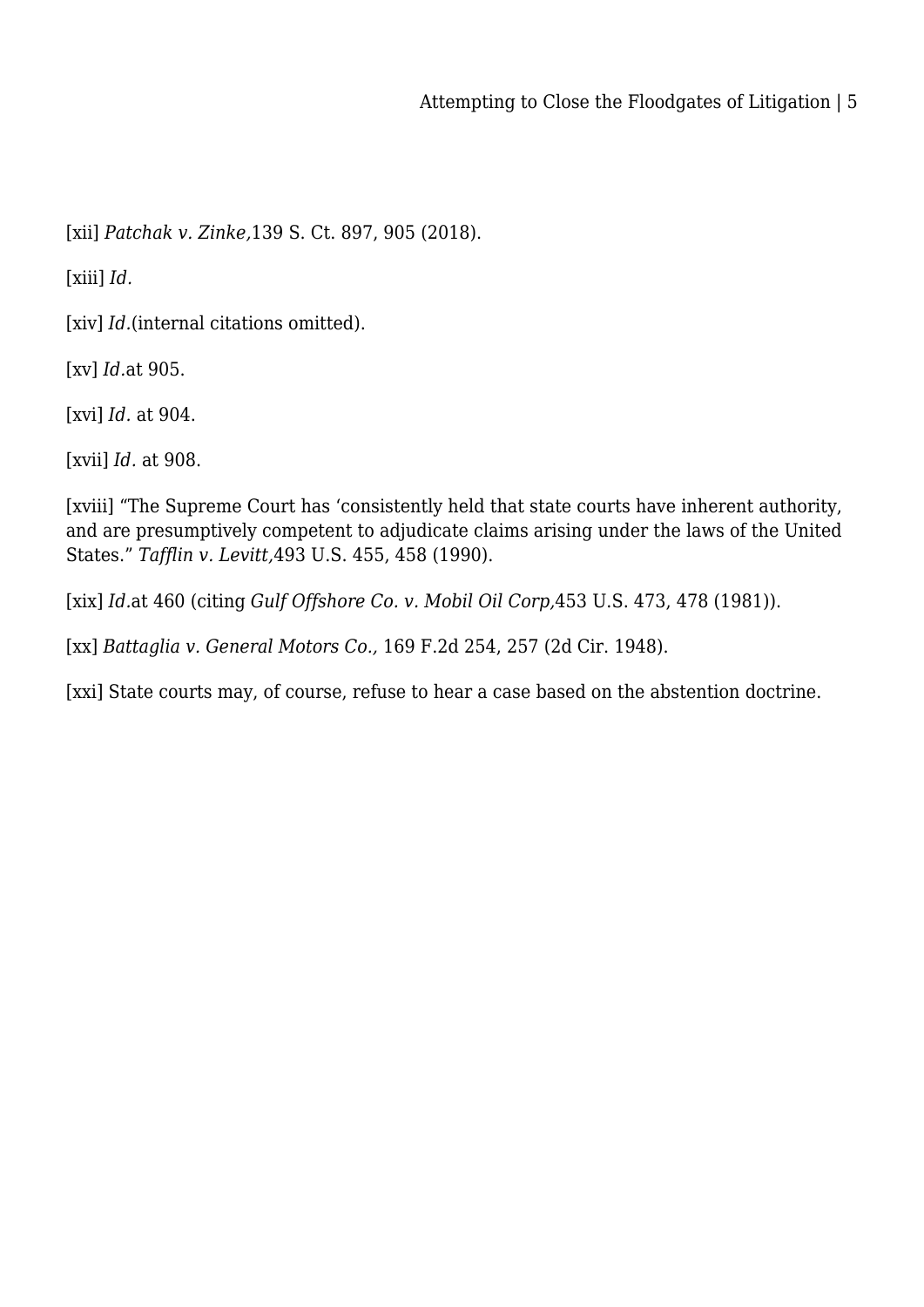[xii] *Patchak v. Zinke,*139 S. Ct. 897, 905 (2018).

[xiii] *Id.*

[xiv] *Id.*(internal citations omitted).

[xv] *Id.*at 905.

[xvi] *Id.* at 904.

[xvii] *Id.* at 908.

[xviii] "The Supreme Court has 'consistently held that state courts have inherent authority, and are presumptively competent to adjudicate claims arising under the laws of the United States." *Tafflin v. Levitt,*493 U.S. 455, 458 (1990).

[xix] *Id.*at 460 (citing *Gulf Offshore Co. v. Mobil Oil Corp,*453 U.S. 473, 478 (1981)).

[xx] *Battaglia v. General Motors Co.,* 169 F.2d 254, 257 (2d Cir. 1948).

[xxi] State courts may, of course, refuse to hear a case based on the abstention doctrine.